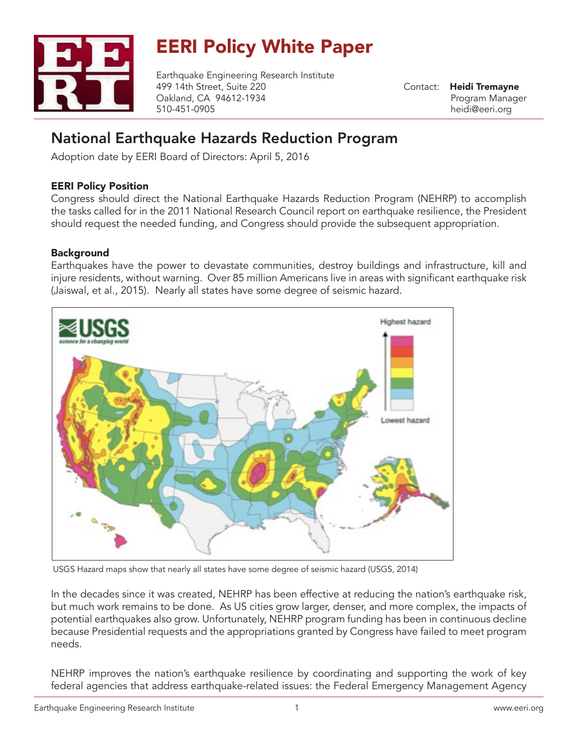# EERI Policy White Paper

Earthquake Engineering Research Institute
499 14th Street, Suite 220
Oakland, CA 94612-1934
510-451-0905

Contact: **Heidi Tremayne**
Program Manager
heidi@eeri.org

## National Earthquake Hazards Reduction Program

Adoption date by EERI Board of Directors: April 5, 2016

### EERI Policy Position

Congress should direct the National Earthquake Hazards Reduction Program (NEHRP) to accomplish the tasks called for in the 2011 National Research Council report on earthquake resilience, the President should request the needed funding, and Congress should provide the subsequent appropriation.

### Background

Earthquakes have the power to devastate communities, destroy buildings and infrastructure, kill and injure residents, without warning. Over 85 million Americans live in areas with significant earthquake risk (Jaiswal, et al., 2015). Nearly all states have some degree of seismic hazard.

USGS Hazard maps show that nearly all states have some degree of seismic hazard (USGS, 2014)

In the decades since it was created, NEHRP has been effective at reducing the nation's earthquake risk, but much work remains to be done. As US cities grow larger, denser, and more complex, the impacts of potential earthquakes also grow. Unfortunately, NEHRP program funding has been in continuous decline because Presidential requests and the appropriations granted by Congress have failed to meet program needs.

NEHRP improves the nation's earthquake resilience by coordinating and supporting the work of key federal agencies that address earthquake-related issues: the Federal Emergency Management Agency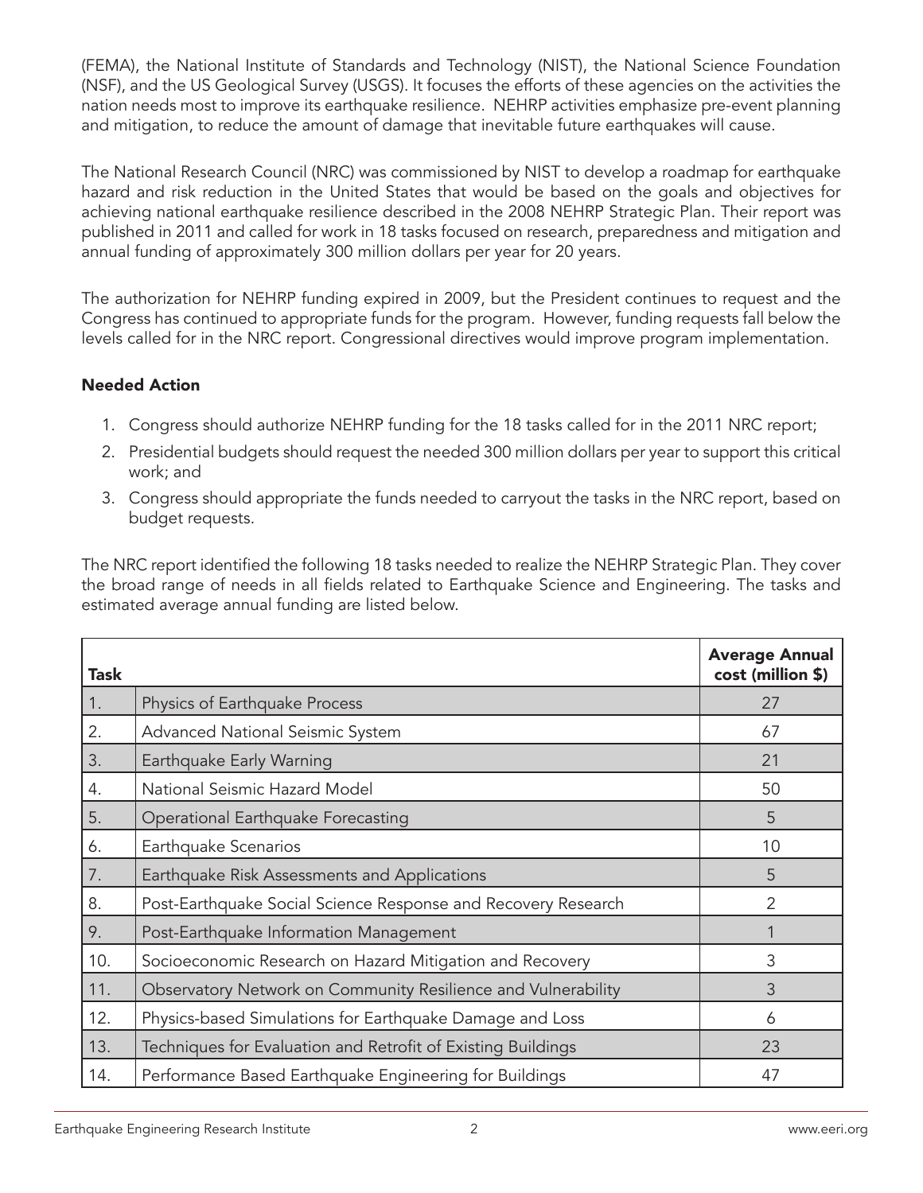(FEMA), the National Institute of Standards and Technology (NIST), the National Science Foundation (NSF), and the US Geological Survey (USGS). It focuses the efforts of these agencies on the activities the nation needs most to improve its earthquake resilience. NEHRP activities emphasize pre-event planning and mitigation, to reduce the amount of damage that inevitable future earthquakes will cause.

The National Research Council (NRC) was commissioned by NIST to develop a roadmap for earthquake hazard and risk reduction in the United States that would be based on the goals and objectives for achieving national earthquake resilience described in the 2008 NEHRP Strategic Plan. Their report was published in 2011 and called for work in 18 tasks focused on research, preparedness and mitigation and annual funding of approximately 300 million dollars per year for 20 years.

The authorization for NEHRP funding expired in 2009, but the President continues to request and the Congress has continued to appropriate funds for the program. However, funding requests fall below the levels called for in the NRC report. Congressional directives would improve program implementation.

**Needed Action**

1. Congress should authorize NEHRP funding for the 18 tasks called for in the 2011 NRC report;
2. Presidential budgets should request the needed 300 million dollars per year to support this critical work; and
3. Congress should appropriate the funds needed to carryout the tasks in the NRC report, based on budget requests.

The NRC report identified the following 18 tasks needed to realize the NEHRP Strategic Plan. They cover the broad range of needs in all fields related to Earthquake Science and Engineering. The tasks and estimated average annual funding are listed below.

| **Task** | | **Average Annual cost (million $)** |
|---|---|---|
| 1. | Physics of Earthquake Process | 27 |
| 2. | Advanced National Seismic System | 67 |
| 3. | Earthquake Early Warning | 21 |
| 4. | National Seismic Hazard Model | 50 |
| 5. | Operational Earthquake Forecasting | 5 |
| 6. | Earthquake Scenarios | 10 |
| 7. | Earthquake Risk Assessments and Applications | 5 |
| 8. | Post-Earthquake Social Science Response and Recovery Research | 2 |
| 9. | Post-Earthquake Information Management | 1 |
| 10. | Socioeconomic Research on Hazard Mitigation and Recovery | 3 |
| 11. | Observatory Network on Community Resilience and Vulnerability | 3 |
| 12. | Physics-based Simulations for Earthquake Damage and Loss | 6 |
| 13. | Techniques for Evaluation and Retrofit of Existing Buildings | 23 |
| 14. | Performance Based Earthquake Engineering for Buildings | 47 |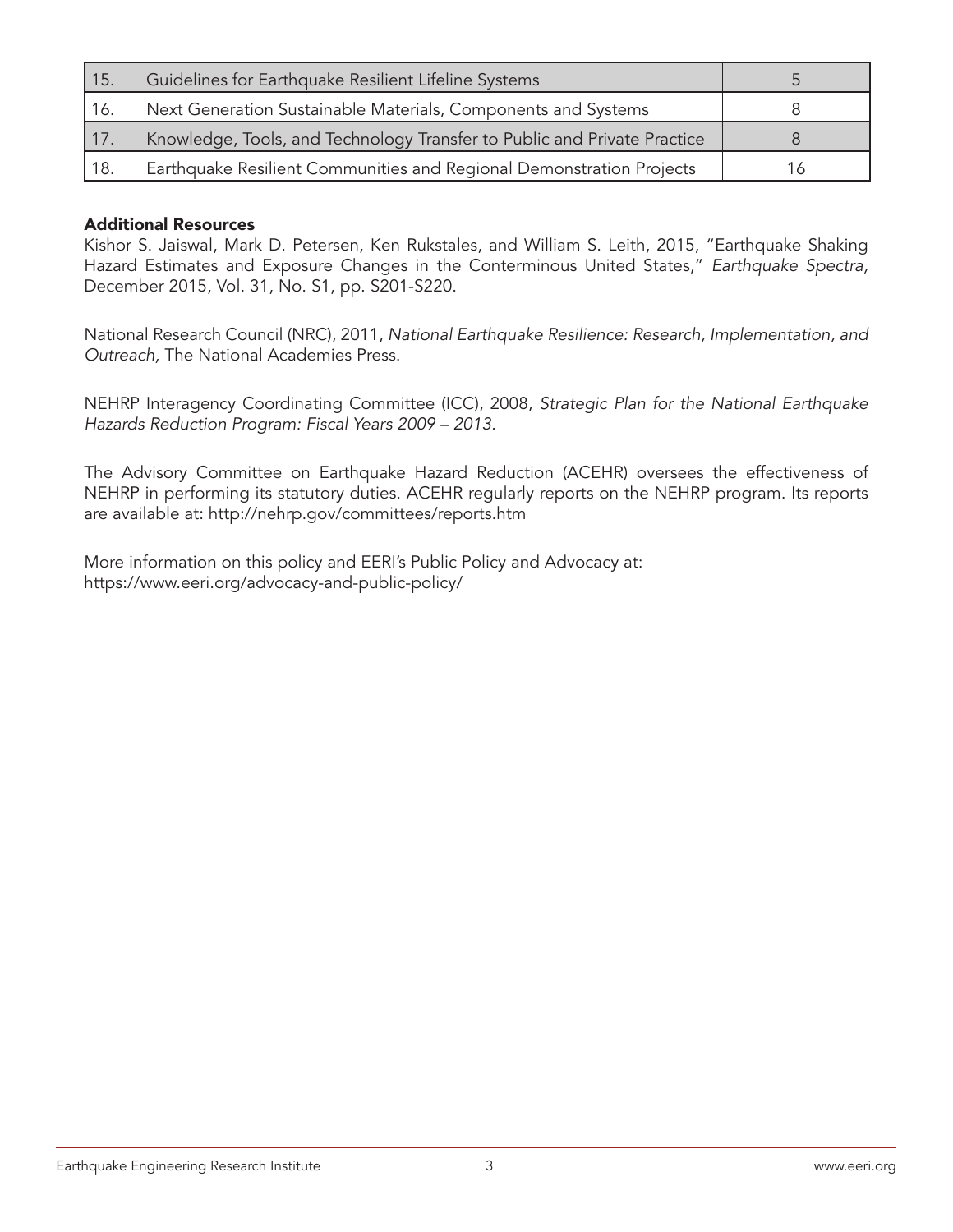| | | |
|---|---|---|
| 15. | Guidelines for Earthquake Resilient Lifeline Systems | 5 |
| 16. | Next Generation Sustainable Materials, Components and Systems | 8 |
| 17. | Knowledge, Tools, and Technology Transfer to Public and Private Practice | 8 |
| 18. | Earthquake Resilient Communities and Regional Demonstration Projects | 16 |

**Additional Resources**

Kishor S. Jaiswal, Mark D. Petersen, Ken Rukstales, and William S. Leith, 2015, "Earthquake Shaking Hazard Estimates and Exposure Changes in the Conterminous United States," *Earthquake Spectra,* December 2015, Vol. 31, No. S1, pp. S201-S220.

National Research Council (NRC), 2011, *National Earthquake Resilience: Research, Implementation, and Outreach,* The National Academies Press.

NEHRP Interagency Coordinating Committee (ICC), 2008, *Strategic Plan for the National Earthquake Hazards Reduction Program: Fiscal Years 2009 – 2013.*

The Advisory Committee on Earthquake Hazard Reduction (ACEHR) oversees the effectiveness of NEHRP in performing its statutory duties. ACEHR regularly reports on the NEHRP program. Its reports are available at: http://nehrp.gov/committees/reports.htm

More information on this policy and EERI's Public Policy and Advocacy at:
https://www.eeri.org/advocacy-and-public-policy/